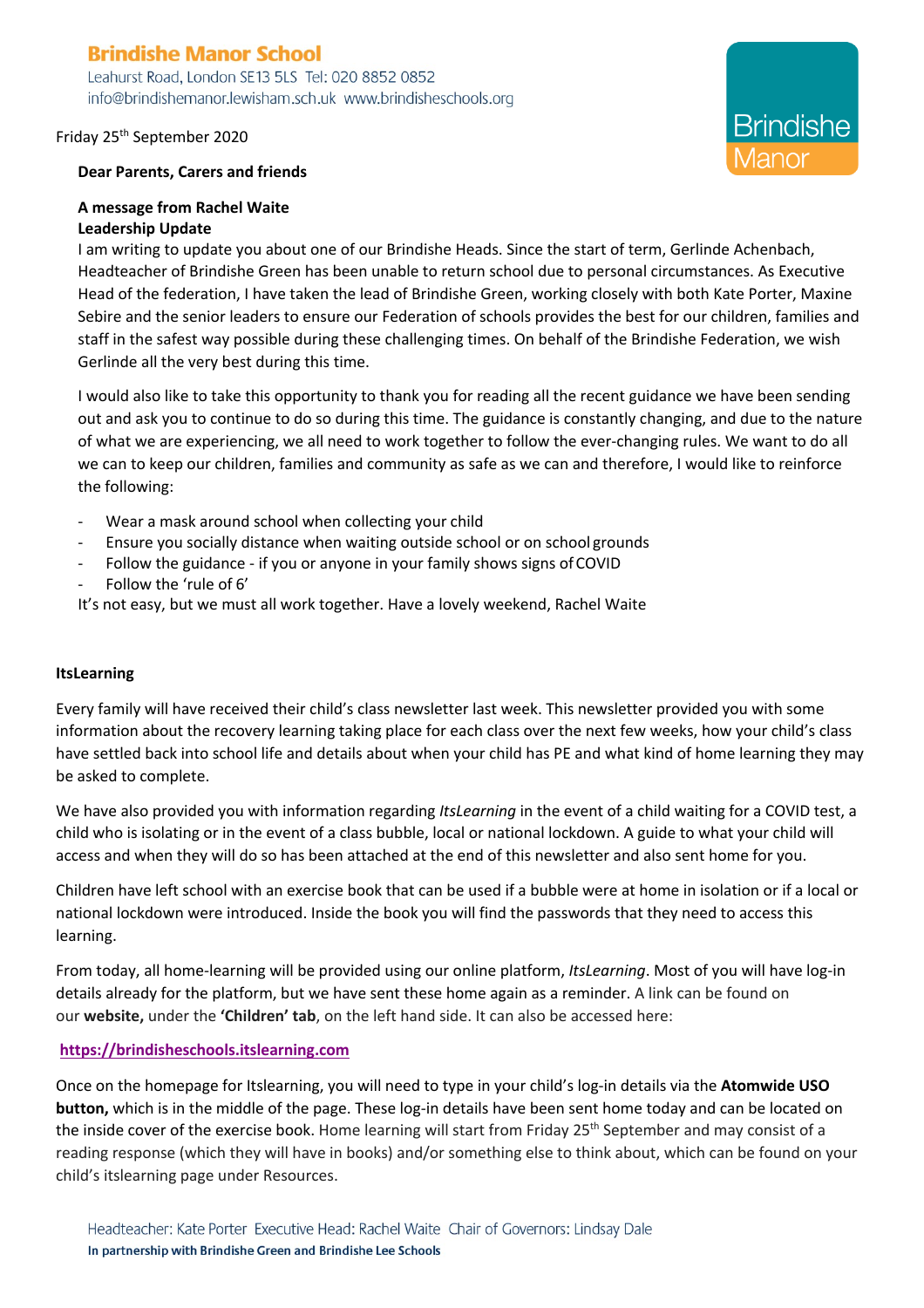# Brindishe Manor School

Leahurst Road, London SE13 5LS Tel: 020 8852 0852
info@brindishemanor.lewisham.sch.uk www.brindisheschools.org

Brindishe Manor

Friday 25th September 2020

**Dear Parents, Carers and friends**

**A message from Rachel Waite**
**Leadership Update**

I am writing to update you about one of our Brindishe Heads. Since the start of term, Gerlinde Achenbach, Headteacher of Brindishe Green has been unable to return school due to personal circumstances. As Executive Head of the federation, I have taken the lead of Brindishe Green, working closely with both Kate Porter, Maxine Sebire and the senior leaders to ensure our Federation of schools provides the best for our children, families and staff in the safest way possible during these challenging times. On behalf of the Brindishe Federation, we wish Gerlinde all the very best during this time.

I would also like to take this opportunity to thank you for reading all the recent guidance we have been sending out and ask you to continue to do so during this time. The guidance is constantly changing, and due to the nature of what we are experiencing, we all need to work together to follow the ever-changing rules. We want to do all we can to keep our children, families and community as safe as we can and therefore, I would like to reinforce the following:

- Wear a mask around school when collecting your child
- Ensure you socially distance when waiting outside school or on school grounds
- Follow the guidance - if you or anyone in your family shows signs of COVID
- Follow the 'rule of 6'

It's not easy, but we must all work together. Have a lovely weekend, Rachel Waite

**ItsLearning**

Every family will have received their child's class newsletter last week. This newsletter provided you with some information about the recovery learning taking place for each class over the next few weeks, how your child's class have settled back into school life and details about when your child has PE and what kind of home learning they may be asked to complete.

We have also provided you with information regarding *ItsLearning* in the event of a child waiting for a COVID test, a child who is isolating or in the event of a class bubble, local or national lockdown. A guide to what your child will access and when they will do so has been attached at the end of this newsletter and also sent home for you.

Children have left school with an exercise book that can be used if a bubble were at home in isolation or if a local or national lockdown were introduced. Inside the book you will find the passwords that they need to access this learning.

From today, all home-learning will be provided using our online platform, *ItsLearning*. Most of you will have log-in details already for the platform, but we have sent these home again as a reminder. A link can be found on our **website,** under the **'Children' tab**, on the left hand side. It can also be accessed here:

**https://brindisheschools.itslearning.com**

Once on the homepage for Itslearning, you will need to type in your child's log-in details via the **Atomwide USO button,** which is in the middle of the page. These log-in details have been sent home today and can be located on the inside cover of the exercise book. Home learning will start from Friday 25th September and may consist of a reading response (which they will have in books) and/or something else to think about, which can be found on your child's itslearning page under Resources.

Headteacher: Kate Porter Executive Head: Rachel Waite Chair of Governors: Lindsay Dale
**In partnership with Brindishe Green and Brindishe Lee Schools**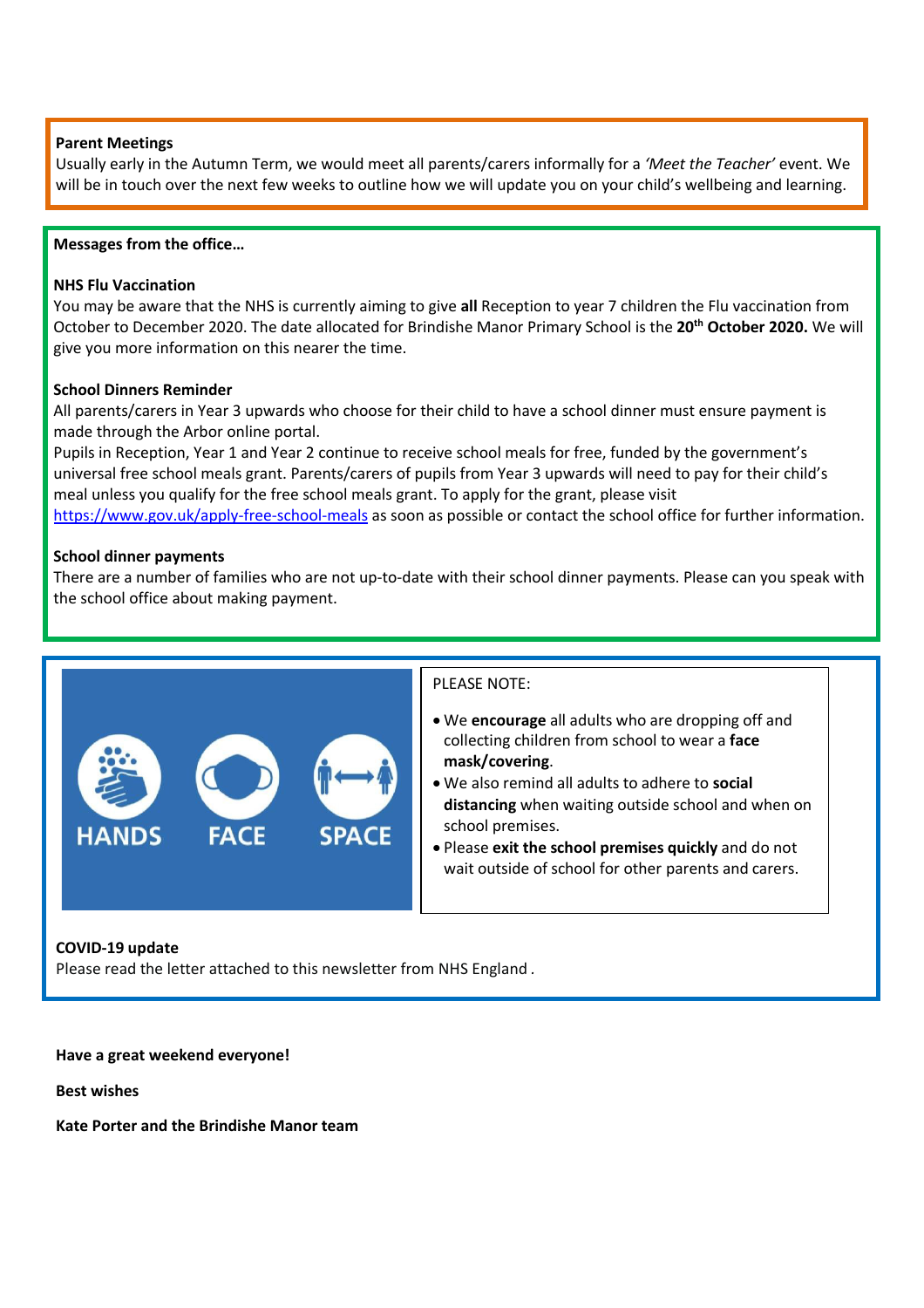**Parent Meetings**

Usually early in the Autumn Term, we would meet all parents/carers informally for a *'Meet the Teacher'* event. We will be in touch over the next few weeks to outline how we will update you on your child's wellbeing and learning.

**Messages from the office…**

**NHS Flu Vaccination**

You may be aware that the NHS is currently aiming to give **all** Reception to year 7 children the Flu vaccination from October to December 2020. The date allocated for Brindishe Manor Primary School is the **20th October 2020.** We will give you more information on this nearer the time.

**School Dinners Reminder**

All parents/carers in Year 3 upwards who choose for their child to have a school dinner must ensure payment is made through the Arbor online portal.

Pupils in Reception, Year 1 and Year 2 continue to receive school meals for free, funded by the government's universal free school meals grant. Parents/carers of pupils from Year 3 upwards will need to pay for their child's meal unless you qualify for the free school meals grant. To apply for the grant, please visit https://www.gov.uk/apply-free-school-meals as soon as possible or contact the school office for further information.

**School dinner payments**

There are a number of families who are not up-to-date with their school dinner payments. Please can you speak with the school office about making payment.

HANDS FACE SPACE

PLEASE NOTE:

- We **encourage** all adults who are dropping off and collecting children from school to wear a **face mask/covering**.
- We also remind all adults to adhere to **social distancing** when waiting outside school and when on school premises.
- Please **exit the school premises quickly** and do not wait outside of school for other parents and carers.

**COVID-19 update**

Please read the letter attached to this newsletter from NHS England .

**Have a great weekend everyone!**

**Best wishes**

**Kate Porter and the Brindishe Manor team**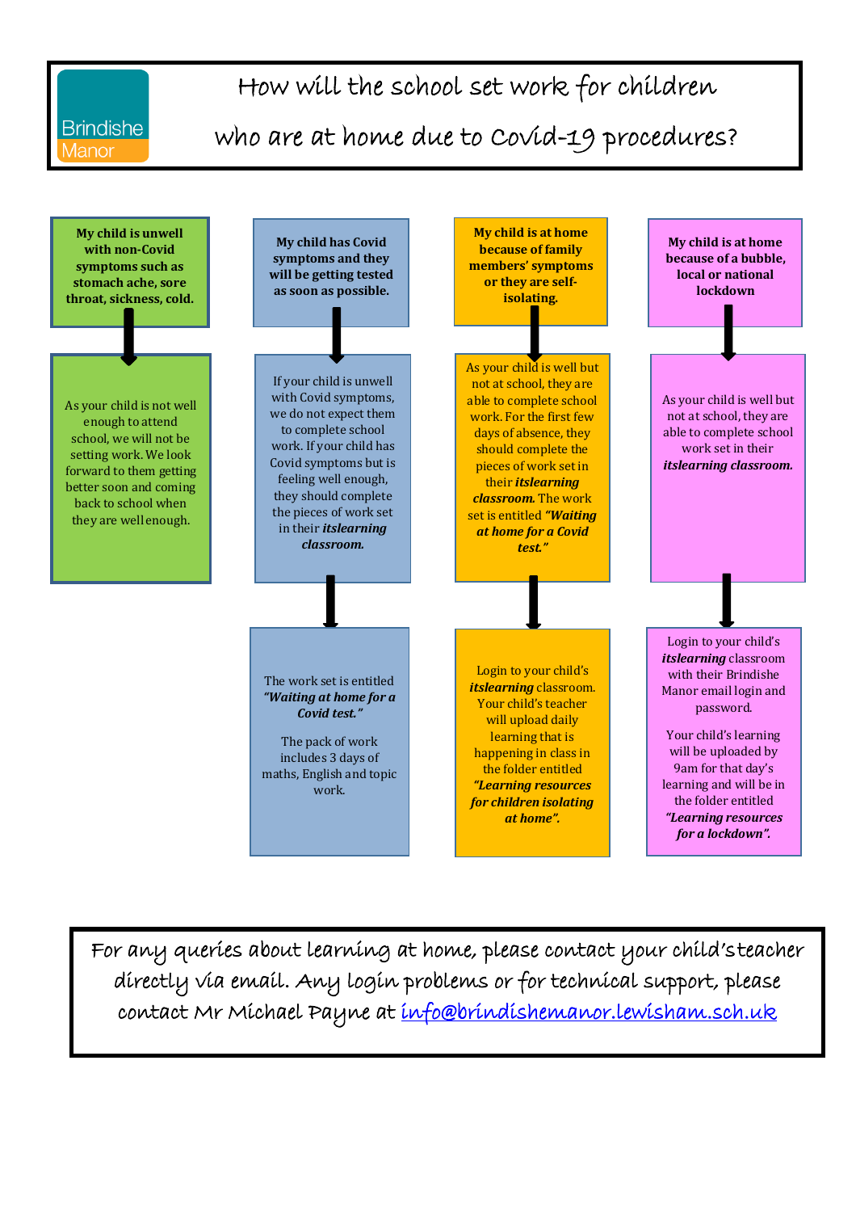Brindishe Manor

# How will the school set work for children who are at home due to Covid-19 procedures?

**My child is unwell with non-Covid symptoms such as stomach ache, sore throat, sickness, cold.**

As your child is not well enough to attend school, we will not be setting work. We look forward to them getting better soon and coming back to school when they are well enough.

**My child has Covid symptoms and they will be getting tested as soon as possible.**

If your child is unwell with Covid symptoms, we do not expect them to complete school work. If your child has Covid symptoms but is feeling well enough, they should complete the pieces of work set in their ***itslearning classroom.***

The work set is entitled ***"Waiting at home for a Covid test."***

The pack of work includes 3 days of maths, English and topic work.

**My child is at home because of family members' symptoms or they are self-isolating.**

As your child is well but not at school, they are able to complete school work. For the first few days of absence, they should complete the pieces of work set in their ***itslearning classroom.*** The work set is entitled ***"Waiting at home for a Covid test."***

Login to your child's ***itslearning*** classroom. Your child's teacher will upload daily learning that is happening in class in the folder entitled ***"Learning resources for children isolating at home".***

**My child is at home because of a bubble, local or national lockdown**

As your child is well but not at school, they are able to complete school work set in their ***itslearning classroom.***

Login to your child's ***itslearning*** classroom with their Brindishe Manor email login and password.

Your child's learning will be uploaded by 9am for that day's learning and will be in the folder entitled ***"Learning resources for a lockdown".***

For any queries about learning at home, please contact your child'steacher directly via email. Any login problems or for technical support, please contact Mr Michael Payne at info@brindishemanor.lewisham.sch.uk